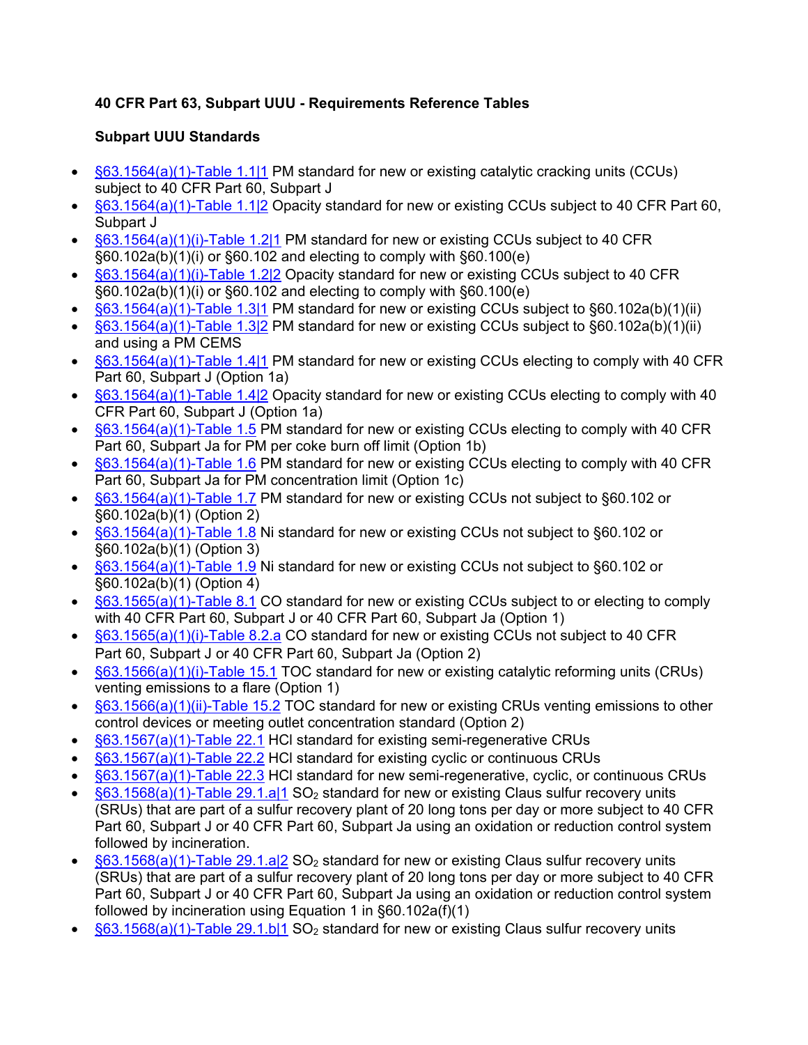**40 CFR Part 63, Subpart UUU - Requirements Reference Tables**

**Subpart UUU Standards**

- §63.1564(a)(1)-Table 1.1|1 PM standard for new or existing catalytic cracking units (CCUs) subject to 40 CFR Part 60, Subpart J
- §63.1564(a)(1)-Table 1.1|2 Opacity standard for new or existing CCUs subject to 40 CFR Part 60, Subpart J
- §63.1564(a)(1)(i)-Table 1.2|1 PM standard for new or existing CCUs subject to 40 CFR §60.102a(b)(1)(i) or §60.102 and electing to comply with §60.100(e)
- §63.1564(a)(1)(i)-Table 1.2|2 Opacity standard for new or existing CCUs subject to 40 CFR §60.102a(b)(1)(i) or §60.102 and electing to comply with §60.100(e)
- §63.1564(a)(1)-Table 1.3|1 PM standard for new or existing CCUs subject to §60.102a(b)(1)(ii)
- §63.1564(a)(1)-Table 1.3|2 PM standard for new or existing CCUs subject to §60.102a(b)(1)(ii) and using a PM CEMS
- §63.1564(a)(1)-Table 1.4|1 PM standard for new or existing CCUs electing to comply with 40 CFR Part 60, Subpart J (Option 1a)
- §63.1564(a)(1)-Table 1.4|2 Opacity standard for new or existing CCUs electing to comply with 40 CFR Part 60, Subpart J (Option 1a)
- §63.1564(a)(1)-Table 1.5 PM standard for new or existing CCUs electing to comply with 40 CFR Part 60, Subpart Ja for PM per coke burn off limit (Option 1b)
- §63.1564(a)(1)-Table 1.6 PM standard for new or existing CCUs electing to comply with 40 CFR Part 60, Subpart Ja for PM concentration limit (Option 1c)
- §63.1564(a)(1)-Table 1.7 PM standard for new or existing CCUs not subject to §60.102 or §60.102a(b)(1) (Option 2)
- §63.1564(a)(1)-Table 1.8 Ni standard for new or existing CCUs not subject to §60.102 or §60.102a(b)(1) (Option 3)
- §63.1564(a)(1)-Table 1.9 Ni standard for new or existing CCUs not subject to §60.102 or §60.102a(b)(1) (Option 4)
- §63.1565(a)(1)-Table 8.1 CO standard for new or existing CCUs subject to or electing to comply with 40 CFR Part 60, Subpart J or 40 CFR Part 60, Subpart Ja (Option 1)
- §63.1565(a)(1)(i)-Table 8.2.a CO standard for new or existing CCUs not subject to 40 CFR Part 60, Subpart J or 40 CFR Part 60, Subpart Ja (Option 2)
- §63.1566(a)(1)(i)-Table 15.1 TOC standard for new or existing catalytic reforming units (CRUs) venting emissions to a flare (Option 1)
- §63.1566(a)(1)(ii)-Table 15.2 TOC standard for new or existing CRUs venting emissions to other control devices or meeting outlet concentration standard (Option 2)
- §63.1567(a)(1)-Table 22.1 HCl standard for existing semi-regenerative CRUs
- §63.1567(a)(1)-Table 22.2 HCl standard for existing cyclic or continuous CRUs
- §63.1567(a)(1)-Table 22.3 HCl standard for new semi-regenerative, cyclic, or continuous CRUs
- §63.1568(a)(1)-Table 29.1.a|1 $SO_2$ standard for new or existing Claus sulfur recovery units (SRUs) that are part of a sulfur recovery plant of 20 long tons per day or more subject to 40 CFR Part 60, Subpart J or 40 CFR Part 60, Subpart Ja using an oxidation or reduction control system followed by incineration.
- §63.1568(a)(1)-Table 29.1.a|2 $SO_2$ standard for new or existing Claus sulfur recovery units (SRUs) that are part of a sulfur recovery plant of 20 long tons per day or more subject to 40 CFR Part 60, Subpart J or 40 CFR Part 60, Subpart Ja using an oxidation or reduction control system followed by incineration using Equation 1 in §60.102a(f)(1)
- §63.1568(a)(1)-Table 29.1.b|1 $SO_2$ standard for new or existing Claus sulfur recovery units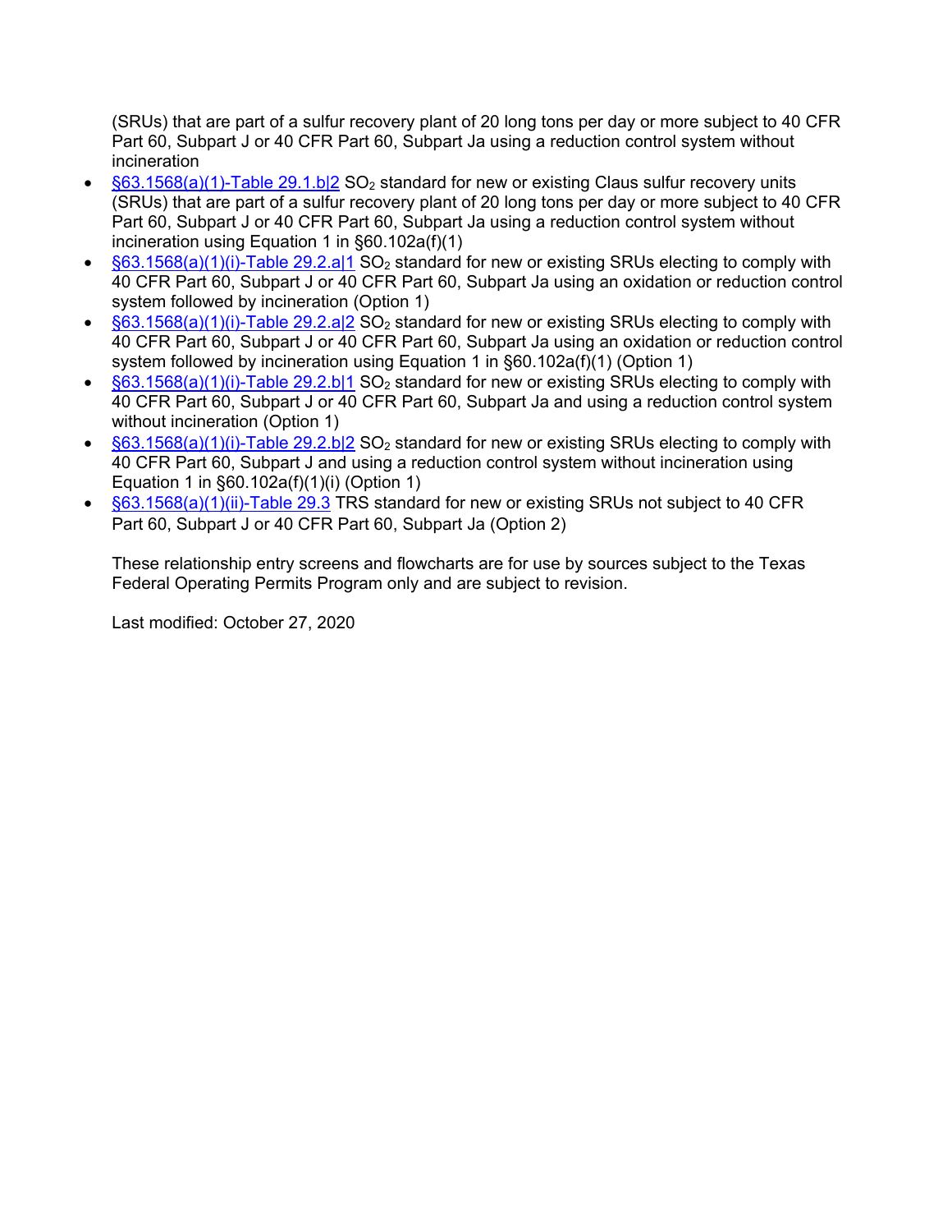(SRUs) that are part of a sulfur recovery plant of 20 long tons per day or more subject to 40 CFR Part 60, Subpart J or 40 CFR Part 60, Subpart Ja using a reduction control system without incineration

- §63.1568(a)(1)-Table 29.1.b|2 $SO_2$ standard for new or existing Claus sulfur recovery units (SRUs) that are part of a sulfur recovery plant of 20 long tons per day or more subject to 40 CFR Part 60, Subpart J or 40 CFR Part 60, Subpart Ja using a reduction control system without incineration using Equation 1 in §60.102a(f)(1)
- §63.1568(a)(1)(i)-Table 29.2.a|1 $SO_2$ standard for new or existing SRUs electing to comply with 40 CFR Part 60, Subpart J or 40 CFR Part 60, Subpart Ja using an oxidation or reduction control system followed by incineration (Option 1)
- §63.1568(a)(1)(i)-Table 29.2.a|2 $SO_2$ standard for new or existing SRUs electing to comply with 40 CFR Part 60, Subpart J or 40 CFR Part 60, Subpart Ja using an oxidation or reduction control system followed by incineration using Equation 1 in §60.102a(f)(1) (Option 1)
- §63.1568(a)(1)(i)-Table 29.2.b|1 $SO_2$ standard for new or existing SRUs electing to comply with 40 CFR Part 60, Subpart J or 40 CFR Part 60, Subpart Ja and using a reduction control system without incineration (Option 1)
- §63.1568(a)(1)(i)-Table 29.2.b|2 $SO_2$ standard for new or existing SRUs electing to comply with 40 CFR Part 60, Subpart J and using a reduction control system without incineration using Equation 1 in §60.102a(f)(1)(i) (Option 1)
- §63.1568(a)(1)(ii)-Table 29.3 TRS standard for new or existing SRUs not subject to 40 CFR Part 60, Subpart J or 40 CFR Part 60, Subpart Ja (Option 2)

These relationship entry screens and flowcharts are for use by sources subject to the Texas Federal Operating Permits Program only and are subject to revision.

Last modified: October 27, 2020